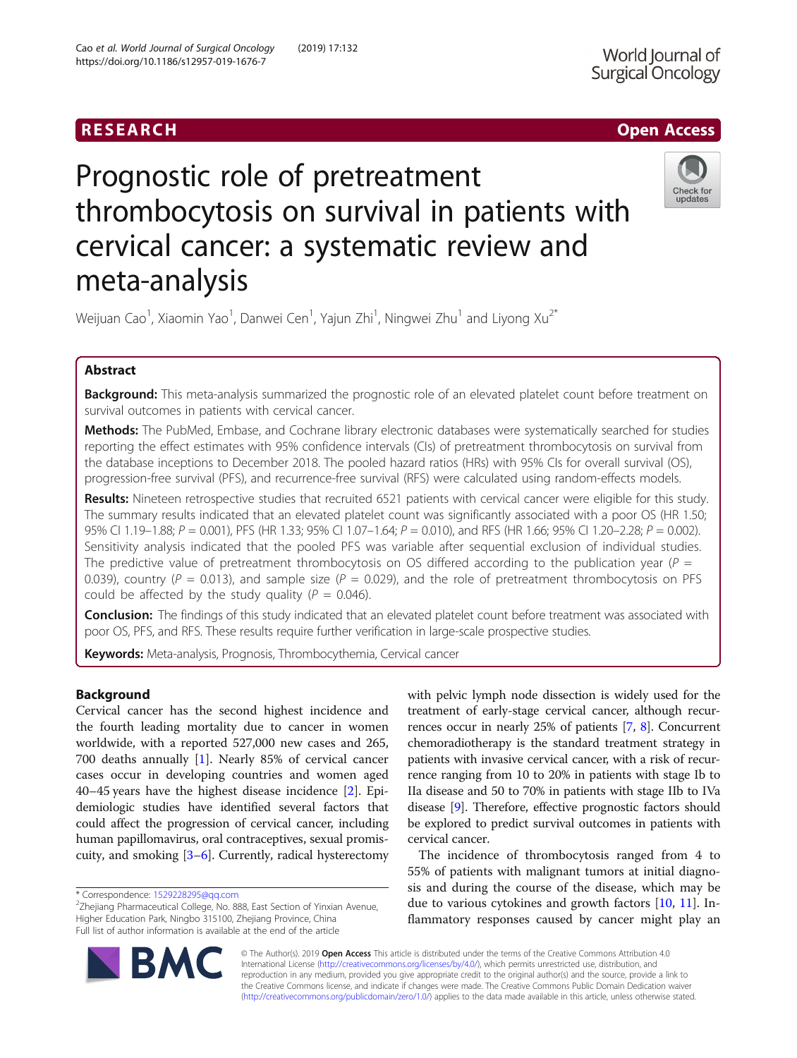RESEARCH

Open Access

# Prognostic role of pretreatment thrombocytosis on survival in patients with cervical cancer: a systematic review and meta-analysis

Weijuan Cao[1], Xiaomin Yao[1], Danwei Cen[1], Yajun Zhi[1], Ningwei Zhu[1] and Liyong Xu[2*]

## Abstract

**Background:** This meta-analysis summarized the prognostic role of an elevated platelet count before treatment on survival outcomes in patients with cervical cancer.

**Methods:** The PubMed, Embase, and Cochrane library electronic databases were systematically searched for studies reporting the effect estimates with 95% confidence intervals (CIs) of pretreatment thrombocytosis on survival from the database inceptions to December 2018. The pooled hazard ratios (HRs) with 95% CIs for overall survival (OS), progression-free survival (PFS), and recurrence-free survival (RFS) were calculated using random-effects models.

**Results:** Nineteen retrospective studies that recruited 6521 patients with cervical cancer were eligible for this study. The summary results indicated that an elevated platelet count was significantly associated with a poor OS (HR 1.50; 95% CI 1.19–1.88; $P = 0.001$), PFS (HR 1.33; 95% CI 1.07–1.64; $P = 0.010$), and RFS (HR 1.66; 95% CI 1.20–2.28; $P = 0.002$). Sensitivity analysis indicated that the pooled PFS was variable after sequential exclusion of individual studies. The predictive value of pretreatment thrombocytosis on OS differed according to the publication year ($P = 0.039$), country ($P = 0.013$), and sample size ($P = 0.029$), and the role of pretreatment thrombocytosis on PFS could be affected by the study quality ($P = 0.046$).

**Conclusion:** The findings of this study indicated that an elevated platelet count before treatment was associated with poor OS, PFS, and RFS. These results require further verification in large-scale prospective studies.

**Keywords:** Meta-analysis, Prognosis, Thrombocythemia, Cervical cancer

## Background

Cervical cancer has the second highest incidence and the fourth leading mortality due to cancer in women worldwide, with a reported 527,000 new cases and 265, 700 deaths annually [1]. Nearly 85% of cervical cancer cases occur in developing countries and women aged 40–45 years have the highest disease incidence [2]. Epidemiologic studies have identified several factors that could affect the progression of cervical cancer, including human papillomavirus, oral contraceptives, sexual promiscuity, and smoking [3–6]. Currently, radical hysterectomy with pelvic lymph node dissection is widely used for the treatment of early-stage cervical cancer, although recurrences occur in nearly 25% of patients [7, 8]. Concurrent chemoradiotherapy is the standard treatment strategy in patients with invasive cervical cancer, with a risk of recurrence ranging from 10 to 20% in patients with stage Ib to IIa disease and 50 to 70% in patients with stage IIb to IVa disease [9]. Therefore, effective prognostic factors should be explored to predict survival outcomes in patients with cervical cancer.

The incidence of thrombocytosis ranged from 4 to 55% of patients with malignant tumors at initial diagnosis and during the course of the disease, which may be due to various cytokines and growth factors [10, 11]. Inflammatory responses caused by cancer might play an

* Correspondence: 1529228295@qq.com
[2]Zhejiang Pharmaceutical College, No. 888, East Section of Yinxian Avenue, Higher Education Park, Ningbo 315100, Zhejiang Province, China
Full list of author information is available at the end of the article

© The Author(s). 2019 **Open Access** This article is distributed under the terms of the Creative Commons Attribution 4.0 International License (http://creativecommons.org/licenses/by/4.0/), which permits unrestricted use, distribution, and reproduction in any medium, provided you give appropriate credit to the original author(s) and the source, provide a link to the Creative Commons license, and indicate if changes were made. The Creative Commons Public Domain Dedication waiver (http://creativecommons.org/publicdomain/zero/1.0/) applies to the data made available in this article, unless otherwise stated.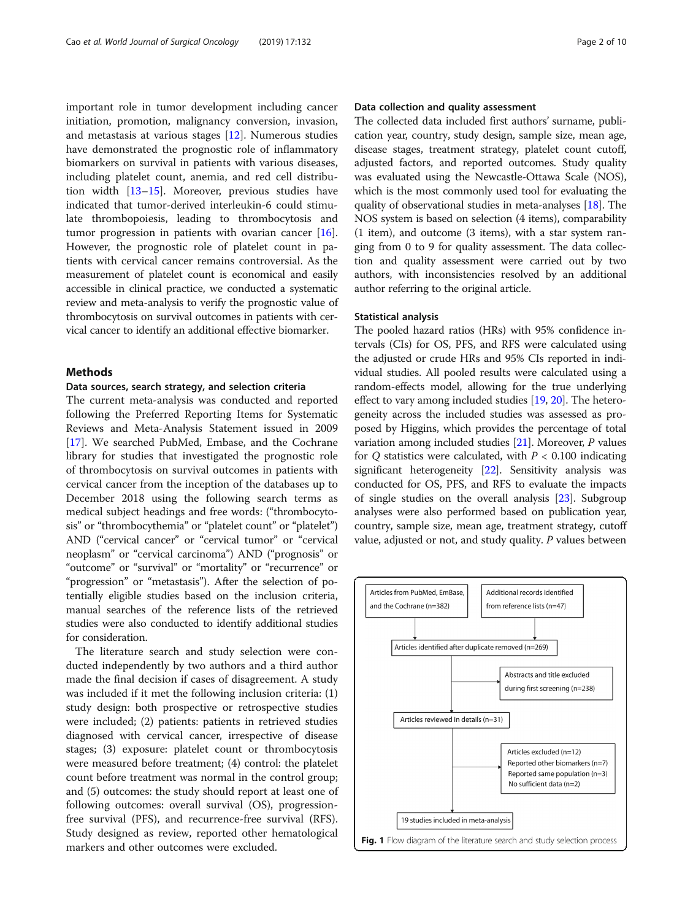important role in tumor development including cancer initiation, promotion, malignancy conversion, invasion, and metastasis at various stages [12]. Numerous studies have demonstrated the prognostic role of inflammatory biomarkers on survival in patients with various diseases, including platelet count, anemia, and red cell distribution width [13–15]. Moreover, previous studies have indicated that tumor-derived interleukin-6 could stimulate thrombopoiesis, leading to thrombocytosis and tumor progression in patients with ovarian cancer [16]. However, the prognostic role of platelet count in patients with cervical cancer remains controversial. As the measurement of platelet count is economical and easily accessible in clinical practice, we conducted a systematic review and meta-analysis to verify the prognostic value of thrombocytosis on survival outcomes in patients with cervical cancer to identify an additional effective biomarker.

## Methods

### Data sources, search strategy, and selection criteria

The current meta-analysis was conducted and reported following the Preferred Reporting Items for Systematic Reviews and Meta-Analysis Statement issued in 2009 [17]. We searched PubMed, Embase, and the Cochrane library for studies that investigated the prognostic role of thrombocytosis on survival outcomes in patients with cervical cancer from the inception of the databases up to December 2018 using the following search terms as medical subject headings and free words: ("thrombocytosis" or "thrombocythemia" or "platelet count" or "platelet") AND ("cervical cancer" or "cervical tumor" or "cervical neoplasm" or "cervical carcinoma") AND ("prognosis" or "outcome" or "survival" or "mortality" or "recurrence" or "progression" or "metastasis"). After the selection of potentially eligible studies based on the inclusion criteria, manual searches of the reference lists of the retrieved studies were also conducted to identify additional studies for consideration.

The literature search and study selection were conducted independently by two authors and a third author made the final decision if cases of disagreement. A study was included if it met the following inclusion criteria: (1) study design: both prospective or retrospective studies were included; (2) patients: patients in retrieved studies diagnosed with cervical cancer, irrespective of disease stages; (3) exposure: platelet count or thrombocytosis were measured before treatment; (4) control: the platelet count before treatment was normal in the control group; and (5) outcomes: the study should report at least one of following outcomes: overall survival (OS), progression-free survival (PFS), and recurrence-free survival (RFS). Study designed as review, reported other hematological markers and other outcomes were excluded.

### Data collection and quality assessment

The collected data included first authors' surname, publication year, country, study design, sample size, mean age, disease stages, treatment strategy, platelet count cutoff, adjusted factors, and reported outcomes. Study quality was evaluated using the Newcastle-Ottawa Scale (NOS), which is the most commonly used tool for evaluating the quality of observational studies in meta-analyses [18]. The NOS system is based on selection (4 items), comparability (1 item), and outcome (3 items), with a star system ranging from 0 to 9 for quality assessment. The data collection and quality assessment were carried out by two authors, with inconsistencies resolved by an additional author referring to the original article.

### Statistical analysis

The pooled hazard ratios (HRs) with 95% confidence intervals (CIs) for OS, PFS, and RFS were calculated using the adjusted or crude HRs and 95% CIs reported in individual studies. All pooled results were calculated using a random-effects model, allowing for the true underlying effect to vary among included studies [19, 20]. The heterogeneity across the included studies was assessed as proposed by Higgins, which provides the percentage of total variation among included studies [21]. Moreover, $P$ values for $Q$ statistics were calculated, with $P < 0.100$ indicating significant heterogeneity [22]. Sensitivity analysis was conducted for OS, PFS, and RFS to evaluate the impacts of single studies on the overall analysis [23]. Subgroup analyses were also performed based on publication year, country, sample size, mean age, treatment strategy, cutoff value, adjusted or not, and study quality. $P$ values between

Articles from PubMed, EmBase, and the Cochrane (n=382)

Additional records identified from reference lists (n=47)

Articles identified after duplicate removed (n=269)

Abstracts and title excluded during first screening (n=238)

Articles reviewed in details (n=31)

Articles excluded (n=12)
Reported other biomarkers (n=7)
Reported same population (n=3)
No sufficient data (n=2)

19 studies included in meta-analysis

**Fig. 1** Flow diagram of the literature search and study selection process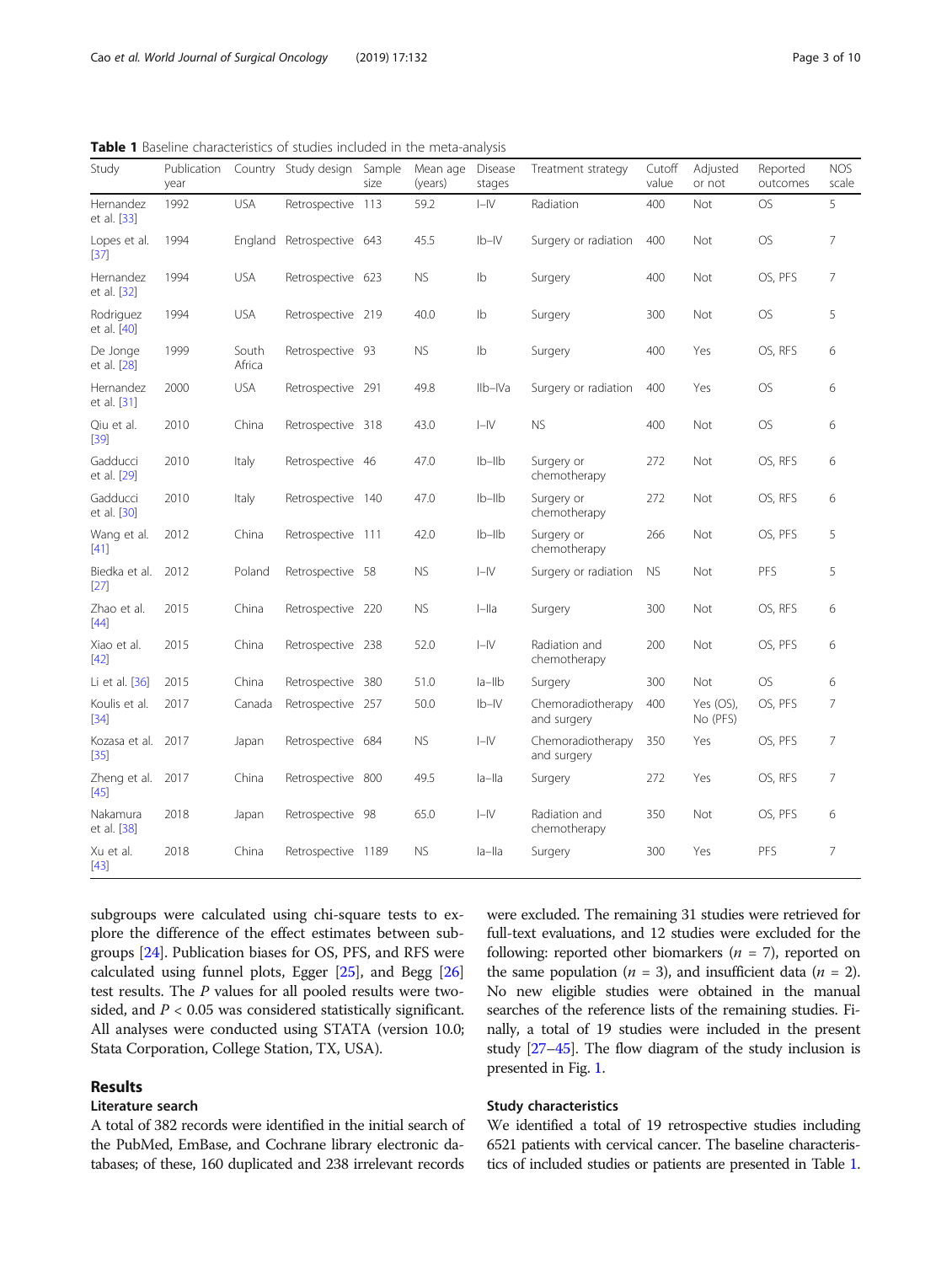**Table 1** Baseline characteristics of studies included in the meta-analysis

| Study | Publication year | Country | Study design | Sample size | Mean age (years) | Disease stages | Treatment strategy | Cutoff value | Adjusted or not | Reported outcomes | NOS scale |
|---|---|---|---|---|---|---|---|---|---|---|---|
| Hernandez et al. [33] | 1992 | USA | Retrospective | 113 | 59.2 | I–IV | Radiation | 400 | Not | OS | 5 |
| Lopes et al. [37] | 1994 | England | Retrospective | 643 | 45.5 | Ib–IV | Surgery or radiation | 400 | Not | OS | 7 |
| Hernandez et al. [32] | 1994 | USA | Retrospective | 623 | NS | Ib | Surgery | 400 | Not | OS, PFS | 7 |
| Rodriguez et al. [40] | 1994 | USA | Retrospective | 219 | 40.0 | Ib | Surgery | 300 | Not | OS | 5 |
| De Jonge et al. [28] | 1999 | South Africa | Retrospective | 93 | NS | Ib | Surgery | 400 | Yes | OS, RFS | 6 |
| Hernandez et al. [31] | 2000 | USA | Retrospective | 291 | 49.8 | IIb–IVa | Surgery or radiation | 400 | Yes | OS | 6 |
| Qiu et al. [39] | 2010 | China | Retrospective | 318 | 43.0 | I–IV | NS | 400 | Not | OS | 6 |
| Gadducci et al. [29] | 2010 | Italy | Retrospective | 46 | 47.0 | Ib–IIb | Surgery or chemotherapy | 272 | Not | OS, RFS | 6 |
| Gadducci et al. [30] | 2010 | Italy | Retrospective | 140 | 47.0 | Ib–IIb | Surgery or chemotherapy | 272 | Not | OS, RFS | 6 |
| Wang et al. [41] | 2012 | China | Retrospective | 111 | 42.0 | Ib–IIb | Surgery or chemotherapy | 266 | Not | OS, PFS | 5 |
| Biedka et al. [27] | 2012 | Poland | Retrospective | 58 | NS | I–IV | Surgery or radiation | NS | Not | PFS | 5 |
| Zhao et al. [44] | 2015 | China | Retrospective | 220 | NS | I–IIa | Surgery | 300 | Not | OS, RFS | 6 |
| Xiao et al. [42] | 2015 | China | Retrospective | 238 | 52.0 | I–IV | Radiation and chemotherapy | 200 | Not | OS, PFS | 6 |
| Li et al. [36] | 2015 | China | Retrospective | 380 | 51.0 | Ia–IIb | Surgery | 300 | Not | OS | 6 |
| Koulis et al. [34] | 2017 | Canada | Retrospective | 257 | 50.0 | Ib–IV | Chemoradiotherapy and surgery | 400 | Yes (OS), No (PFS) | OS, PFS | 7 |
| Kozasa et al. [35] | 2017 | Japan | Retrospective | 684 | NS | I–IV | Chemoradiotherapy and surgery | 350 | Yes | OS, PFS | 7 |
| Zheng et al. [45] | 2017 | China | Retrospective | 800 | 49.5 | Ia–IIa | Surgery | 272 | Yes | OS, RFS | 7 |
| Nakamura et al. [38] | 2018 | Japan | Retrospective | 98 | 65.0 | I–IV | Radiation and chemotherapy | 350 | Not | OS, PFS | 6 |
| Xu et al. [43] | 2018 | China | Retrospective | 1189 | NS | Ia–IIa | Surgery | 300 | Yes | PFS | 7 |

subgroups were calculated using chi-square tests to explore the difference of the effect estimates between subgroups [24]. Publication biases for OS, PFS, and RFS were calculated using funnel plots, Egger [25], and Begg [26] test results. The *P* values for all pooled results were two-sided, and $P < 0.05$ was considered statistically significant. All analyses were conducted using STATA (version 10.0; Stata Corporation, College Station, TX, USA).

## Results

### Literature search

A total of 382 records were identified in the initial search of the PubMed, EmBase, and Cochrane library electronic databases; of these, 160 duplicated and 238 irrelevant records were excluded. The remaining 31 studies were retrieved for full-text evaluations, and 12 studies were excluded for the following: reported other biomarkers ($n$ = 7), reported on the same population ($n$ = 3), and insufficient data ($n$ = 2). No new eligible studies were obtained in the manual searches of the reference lists of the remaining studies. Finally, a total of 19 studies were included in the present study [27–45]. The flow diagram of the study inclusion is presented in Fig. 1.

### Study characteristics

We identified a total of 19 retrospective studies including 6521 patients with cervical cancer. The baseline characteristics of included studies or patients are presented in Table 1.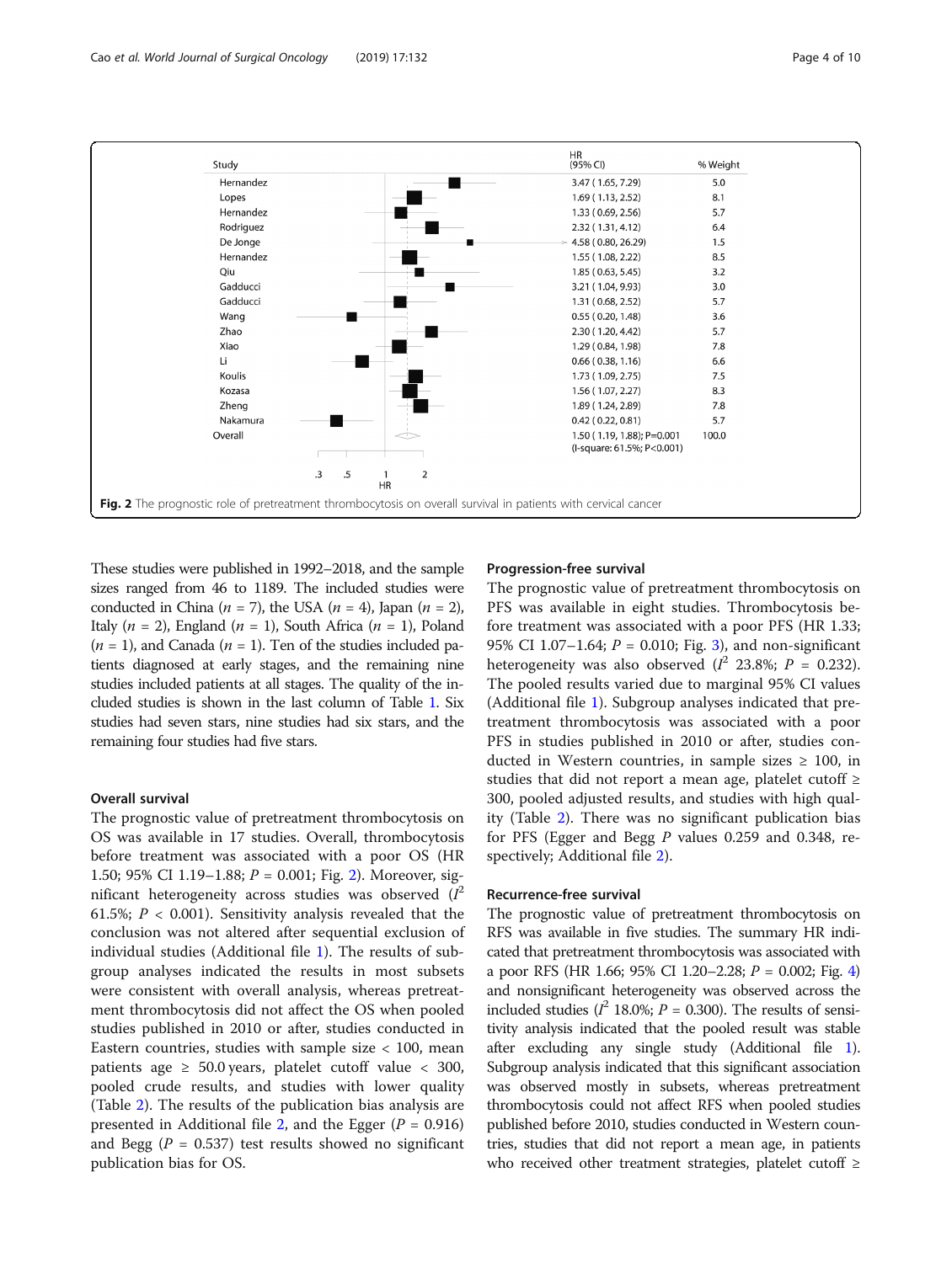| Study | HR (95% CI) | % Weight |
|---|---|---|
| Hernandez | 3.47 ( 1.65, 7.29) | 5.0 |
| Lopes | 1.69 ( 1.13, 2.52) | 8.1 |
| Hernandez | 1.33 ( 0.69, 2.56) | 5.7 |
| Rodriguez | 2.32 ( 1.31, 4.12) | 6.4 |
| De Jonge | 4.58 ( 0.80, 26.29) | 1.5 |
| Hernandez | 1.55 ( 1.08, 2.22) | 8.5 |
| Qiu | 1.85 ( 0.63, 5.45) | 3.2 |
| Gadducci | 3.21 ( 1.04, 9.93) | 3.0 |
| Gadducci | 1.31 ( 0.68, 2.52) | 5.7 |
| Wang | 0.55 ( 0.20, 1.48) | 3.6 |
| Zhao | 2.30 ( 1.20, 4.42) | 5.7 |
| Xiao | 1.29 ( 0.84, 1.98) | 7.8 |
| Li | 0.66 ( 0.38, 1.16) | 6.6 |
| Koulis | 1.73 ( 1.09, 2.75) | 7.5 |
| Kozasa | 1.56 ( 1.07, 2.27) | 8.3 |
| Zheng | 1.89 ( 1.24, 2.89) | 7.8 |
| Nakamura | 0.42 ( 0.22, 0.81) | 5.7 |
| Overall | 1.50 ( 1.19, 1.88); P=0.001 (I-square: 61.5%; P<0.001) | 100.0 |

**Fig. 2** The prognostic role of pretreatment thrombocytosis on overall survival in patients with cervical cancer

These studies were published in 1992–2018, and the sample sizes ranged from 46 to 1189. The included studies were conducted in China ($n = 7$), the USA ($n = 4$), Japan ($n = 2$), Italy ($n = 2$), England ($n = 1$), South Africa ($n = 1$), Poland ($n = 1$), and Canada ($n = 1$). Ten of the studies included patients diagnosed at early stages, and the remaining nine studies included patients at all stages. The quality of the included studies is shown in the last column of Table 1. Six studies had seven stars, nine studies had six stars, and the remaining four studies had five stars.

### Overall survival

The prognostic value of pretreatment thrombocytosis on OS was available in 17 studies. Overall, thrombocytosis before treatment was associated with a poor OS (HR 1.50; 95% CI 1.19–1.88; $P = 0.001$; Fig. 2). Moreover, significant heterogeneity across studies was observed ($I^2$ 61.5%; $P < 0.001$). Sensitivity analysis revealed that the conclusion was not altered after sequential exclusion of individual studies (Additional file 1). The results of subgroup analyses indicated the results in most subsets were consistent with overall analysis, whereas pretreatment thrombocytosis did not affect the OS when pooled studies published in 2010 or after, studies conducted in Eastern countries, studies with sample size < 100, mean patients age ≥ 50.0 years, platelet cutoff value < 300, pooled crude results, and studies with lower quality (Table 2). The results of the publication bias analysis are presented in Additional file 2, and the Egger ($P = 0.916$) and Begg ($P = 0.537$) test results showed no significant publication bias for OS.

### Progression-free survival

The prognostic value of pretreatment thrombocytosis on PFS was available in eight studies. Thrombocytosis before treatment was associated with a poor PFS (HR 1.33; 95% CI 1.07–1.64; $P = 0.010$; Fig. 3), and non-significant heterogeneity was also observed ($I^2$ 23.8%; $P = 0.232$). The pooled results varied due to marginal 95% CI values (Additional file 1). Subgroup analyses indicated that pretreatment thrombocytosis was associated with a poor PFS in studies published in 2010 or after, studies conducted in Western countries, in sample sizes ≥ 100, in studies that did not report a mean age, platelet cutoff ≥ 300, pooled adjusted results, and studies with high quality (Table 2). There was no significant publication bias for PFS (Egger and Begg $P$ values 0.259 and 0.348, respectively; Additional file 2).

### Recurrence-free survival

The prognostic value of pretreatment thrombocytosis on RFS was available in five studies. The summary HR indicated that pretreatment thrombocytosis was associated with a poor RFS (HR 1.66; 95% CI 1.20–2.28; $P = 0.002$; Fig. 4) and nonsignificant heterogeneity was observed across the included studies ($I^2$ 18.0%; $P = 0.300$). The results of sensitivity analysis indicated that the pooled result was stable after excluding any single study (Additional file 1). Subgroup analysis indicated that this significant association was observed mostly in subsets, whereas pretreatment thrombocytosis could not affect RFS when pooled studies published before 2010, studies conducted in Western countries, studies that did not report a mean age, in patients who received other treatment strategies, platelet cutoff ≥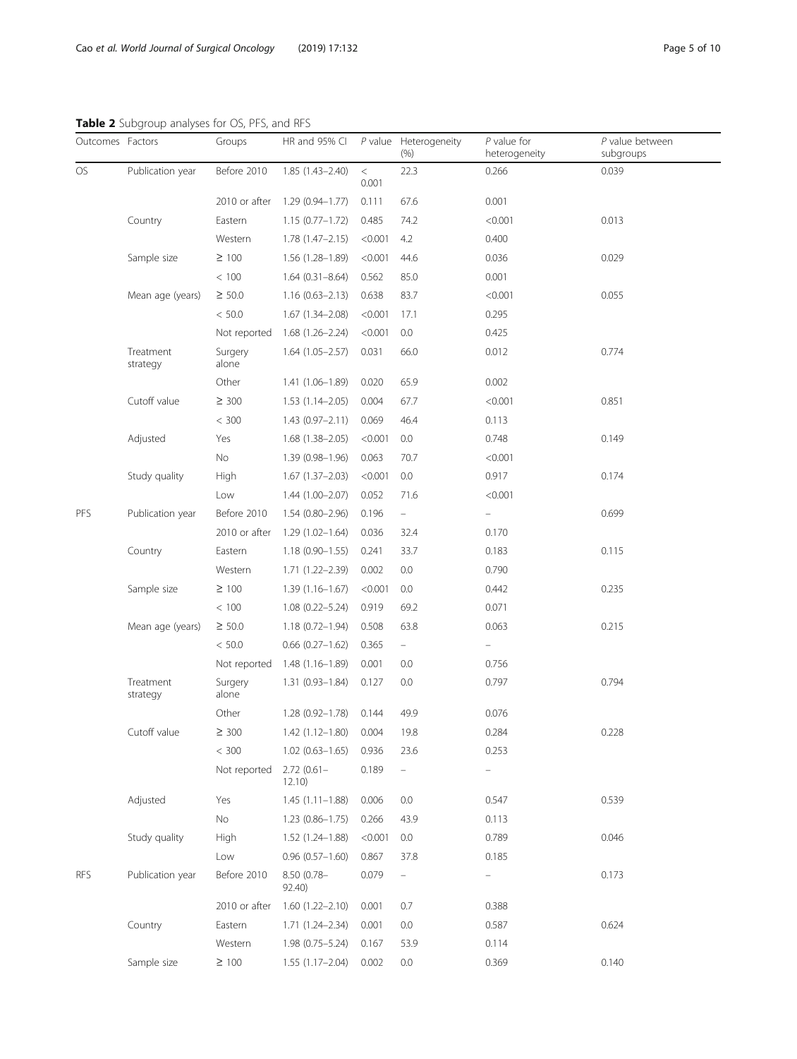**Table 2** Subgroup analyses for OS, PFS, and RFS

| Outcomes | Factors | Groups | HR and 95% CI | *P* value | Heterogeneity (%) | *P* value for heterogeneity | *P* value between subgroups |
|---|---|---|---|---|---|---|---|
| OS | Publication year | Before 2010 | 1.85 (1.43–2.40) | < 0.001 | 22.3 | 0.266 | 0.039 |
| | | 2010 or after | 1.29 (0.94–1.77) | 0.111 | 67.6 | 0.001 | |
| | Country | Eastern | 1.15 (0.77–1.72) | 0.485 | 74.2 | <0.001 | 0.013 |
| | | Western | 1.78 (1.47–2.15) | <0.001 | 4.2 | 0.400 | |
| | Sample size | ≥ 100 | 1.56 (1.28–1.89) | <0.001 | 44.6 | 0.036 | 0.029 |
| | | < 100 | 1.64 (0.31–8.64) | 0.562 | 85.0 | 0.001 | |
| | Mean age (years) | ≥ 50.0 | 1.16 (0.63–2.13) | 0.638 | 83.7 | <0.001 | 0.055 |
| | | < 50.0 | 1.67 (1.34–2.08) | <0.001 | 17.1 | 0.295 | |
| | | Not reported | 1.68 (1.26–2.24) | <0.001 | 0.0 | 0.425 | |
| | Treatment strategy | Surgery alone | 1.64 (1.05–2.57) | 0.031 | 66.0 | 0.012 | 0.774 |
| | | Other | 1.41 (1.06–1.89) | 0.020 | 65.9 | 0.002 | |
| | Cutoff value | ≥ 300 | 1.53 (1.14–2.05) | 0.004 | 67.7 | <0.001 | 0.851 |
| | | < 300 | 1.43 (0.97–2.11) | 0.069 | 46.4 | 0.113 | |
| | Adjusted | Yes | 1.68 (1.38–2.05) | <0.001 | 0.0 | 0.748 | 0.149 |
| | | No | 1.39 (0.98–1.96) | 0.063 | 70.7 | <0.001 | |
| | Study quality | High | 1.67 (1.37–2.03) | <0.001 | 0.0 | 0.917 | 0.174 |
| | | Low | 1.44 (1.00–2.07) | 0.052 | 71.6 | <0.001 | |
| PFS | Publication year | Before 2010 | 1.54 (0.80–2.96) | 0.196 | – | – | 0.699 |
| | | 2010 or after | 1.29 (1.02–1.64) | 0.036 | 32.4 | 0.170 | |
| | Country | Eastern | 1.18 (0.90–1.55) | 0.241 | 33.7 | 0.183 | 0.115 |
| | | Western | 1.71 (1.22–2.39) | 0.002 | 0.0 | 0.790 | |
| | Sample size | ≥ 100 | 1.39 (1.16–1.67) | <0.001 | 0.0 | 0.442 | 0.235 |
| | | < 100 | 1.08 (0.22–5.24) | 0.919 | 69.2 | 0.071 | |
| | Mean age (years) | ≥ 50.0 | 1.18 (0.72–1.94) | 0.508 | 63.8 | 0.063 | 0.215 |
| | | < 50.0 | 0.66 (0.27–1.62) | 0.365 | – | – | |
| | | Not reported | 1.48 (1.16–1.89) | 0.001 | 0.0 | 0.756 | |
| | Treatment strategy | Surgery alone | 1.31 (0.93–1.84) | 0.127 | 0.0 | 0.797 | 0.794 |
| | | Other | 1.28 (0.92–1.78) | 0.144 | 49.9 | 0.076 | |
| | Cutoff value | ≥ 300 | 1.42 (1.12–1.80) | 0.004 | 19.8 | 0.284 | 0.228 |
| | | < 300 | 1.02 (0.63–1.65) | 0.936 | 23.6 | 0.253 | |
| | | Not reported | 2.72 (0.61–12.10) | 0.189 | – | – | |
| | Adjusted | Yes | 1.45 (1.11–1.88) | 0.006 | 0.0 | 0.547 | 0.539 |
| | | No | 1.23 (0.86–1.75) | 0.266 | 43.9 | 0.113 | |
| | Study quality | High | 1.52 (1.24–1.88) | <0.001 | 0.0 | 0.789 | 0.046 |
| | | Low | 0.96 (0.57–1.60) | 0.867 | 37.8 | 0.185 | |
| RFS | Publication year | Before 2010 | 8.50 (0.78–92.40) | 0.079 | – | – | 0.173 |
| | | 2010 or after | 1.60 (1.22–2.10) | 0.001 | 0.7 | 0.388 | |
| | Country | Eastern | 1.71 (1.24–2.34) | 0.001 | 0.0 | 0.587 | 0.624 |
| | | Western | 1.98 (0.75–5.24) | 0.167 | 53.9 | 0.114 | |
| | Sample size | ≥ 100 | 1.55 (1.17–2.04) | 0.002 | 0.0 | 0.369 | 0.140 |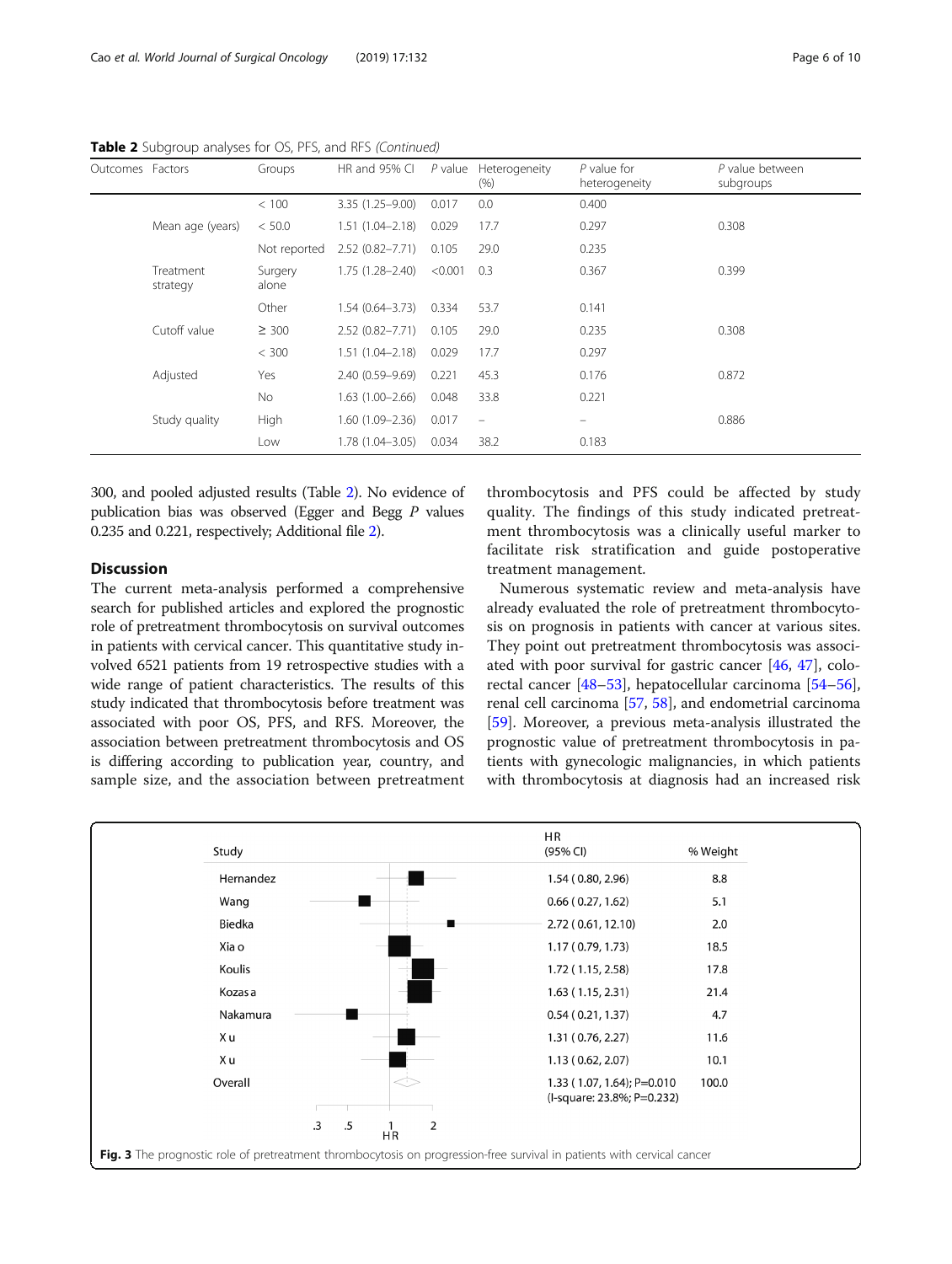**Table 2** Subgroup analyses for OS, PFS, and RFS *(Continued)*

| Outcomes | Factors | Groups | HR and 95% CI | P value | Heterogeneity (%) | P value for heterogeneity | P value between subgroups |
|---|---|---|---|---|---|---|---|
| | | < 100 | 3.35 (1.25–9.00) | 0.017 | 0.0 | 0.400 | |
| | Mean age (years) | < 50.0 | 1.51 (1.04–2.18) | 0.029 | 17.7 | 0.297 | 0.308 |
| | | Not reported | 2.52 (0.82–7.71) | 0.105 | 29.0 | 0.235 | |
| | Treatment strategy | Surgery alone | 1.75 (1.28–2.40) | <0.001 | 0.3 | 0.367 | 0.399 |
| | | Other | 1.54 (0.64–3.73) | 0.334 | 53.7 | 0.141 | |
| | Cutoff value | ≥ 300 | 2.52 (0.82–7.71) | 0.105 | 29.0 | 0.235 | 0.308 |
| | | < 300 | 1.51 (1.04–2.18) | 0.029 | 17.7 | 0.297 | |
| | Adjusted | Yes | 2.40 (0.59–9.69) | 0.221 | 45.3 | 0.176 | 0.872 |
| | | No | 1.63 (1.00–2.66) | 0.048 | 33.8 | 0.221 | |
| | Study quality | High | 1.60 (1.09–2.36) | 0.017 | – | – | 0.886 |
| | | Low | 1.78 (1.04–3.05) | 0.034 | 38.2 | 0.183 | |

300, and pooled adjusted results (Table 2). No evidence of publication bias was observed (Egger and Begg *P* values 0.235 and 0.221, respectively; Additional file 2).

## Discussion

The current meta-analysis performed a comprehensive search for published articles and explored the prognostic role of pretreatment thrombocytosis on survival outcomes in patients with cervical cancer. This quantitative study involved 6521 patients from 19 retrospective studies with a wide range of patient characteristics. The results of this study indicated that thrombocytosis before treatment was associated with poor OS, PFS, and RFS. Moreover, the association between pretreatment thrombocytosis and OS is differing according to publication year, country, and sample size, and the association between pretreatment thrombocytosis and PFS could be affected by study quality. The findings of this study indicated pretreatment thrombocytosis was a clinically useful marker to facilitate risk stratification and guide postoperative treatment management.

Numerous systematic review and meta-analysis have already evaluated the role of pretreatment thrombocytosis on prognosis in patients with cancer at various sites. They point out pretreatment thrombocytosis was associated with poor survival for gastric cancer [46, 47], colorectal cancer [48–53], hepatocellular carcinoma [54–56], renal cell carcinoma [57, 58], and endometrial carcinoma [59]. Moreover, a previous meta-analysis illustrated the prognostic value of pretreatment thrombocytosis in patients with gynecologic malignancies, in which patients with thrombocytosis at diagnosis had an increased risk

| Study | HR (95% CI) | % Weight |
|---|---|---|
| Hernandez | 1.54 ( 0.80, 2.96) | 8.8 |
| Wang | 0.66 ( 0.27, 1.62) | 5.1 |
| Biedka | 2.72 ( 0.61, 12.10) | 2.0 |
| Xia o | 1.17 ( 0.79, 1.73) | 18.5 |
| Koulis | 1.72 ( 1.15, 2.58) | 17.8 |
| Kozas a | 1.63 ( 1.15, 2.31) | 21.4 |
| Nakamura | 0.54 ( 0.21, 1.37) | 4.7 |
| X u | 1.31 ( 0.76, 2.27) | 11.6 |
| X u | 1.13 ( 0.62, 2.07) | 10.1 |
| Overall | 1.33 ( 1.07, 1.64); P=0.010 (I-square: 23.8%; P=0.232) | 100.0 |

**Fig. 3** The prognostic role of pretreatment thrombocytosis on progression-free survival in patients with cervical cancer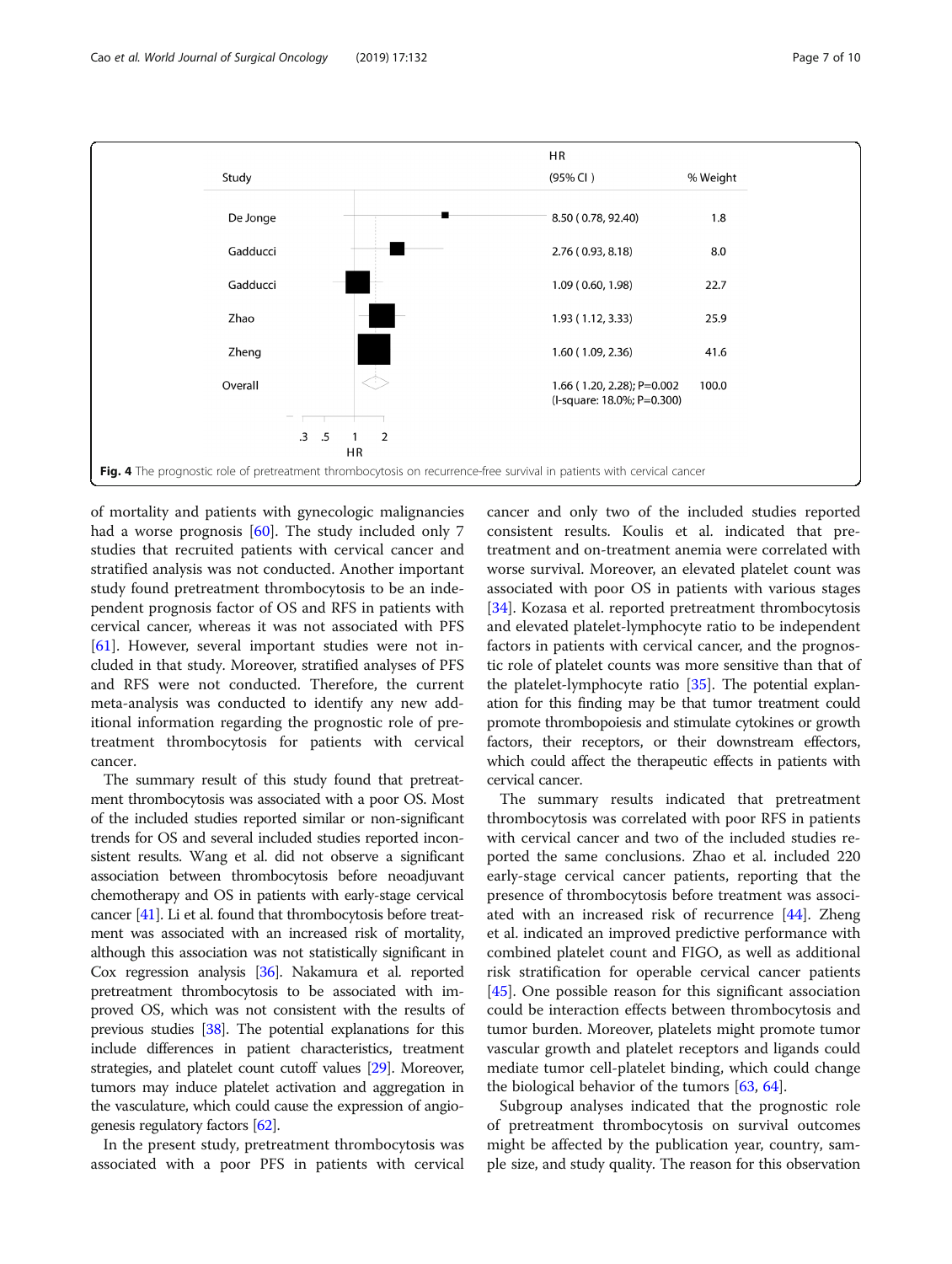| Study | HR (95% CI) | % Weight |
| --- | --- | --- |
| De Jonge | 8.50 ( 0.78, 92.40) | 1.8 |
| Gadducci | 2.76 ( 0.93, 8.18) | 8.0 |
| Gadducci | 1.09 ( 0.60, 1.98) | 22.7 |
| Zhao | 1.93 ( 1.12, 3.33) | 25.9 |
| Zheng | 1.60 ( 1.09, 2.36) | 41.6 |
| Overall | 1.66 ( 1.20, 2.28); P=0.002 (I-square: 18.0%; P=0.300) | 100.0 |

**Fig. 4** The prognostic role of pretreatment thrombocytosis on recurrence-free survival in patients with cervical cancer

of mortality and patients with gynecologic malignancies had a worse prognosis [60]. The study included only 7 studies that recruited patients with cervical cancer and stratified analysis was not conducted. Another important study found pretreatment thrombocytosis to be an independent prognosis factor of OS and RFS in patients with cervical cancer, whereas it was not associated with PFS [61]. However, several important studies were not included in that study. Moreover, stratified analyses of PFS and RFS were not conducted. Therefore, the current meta-analysis was conducted to identify any new additional information regarding the prognostic role of pretreatment thrombocytosis for patients with cervical cancer.

The summary result of this study found that pretreatment thrombocytosis was associated with a poor OS. Most of the included studies reported similar or non-significant trends for OS and several included studies reported inconsistent results. Wang et al. did not observe a significant association between thrombocytosis before neoadjuvant chemotherapy and OS in patients with early-stage cervical cancer [41]. Li et al. found that thrombocytosis before treatment was associated with an increased risk of mortality, although this association was not statistically significant in Cox regression analysis [36]. Nakamura et al. reported pretreatment thrombocytosis to be associated with improved OS, which was not consistent with the results of previous studies [38]. The potential explanations for this include differences in patient characteristics, treatment strategies, and platelet count cutoff values [29]. Moreover, tumors may induce platelet activation and aggregation in the vasculature, which could cause the expression of angiogenesis regulatory factors [62].

In the present study, pretreatment thrombocytosis was associated with a poor PFS in patients with cervical cancer and only two of the included studies reported consistent results. Koulis et al. indicated that pretreatment and on-treatment anemia were correlated with worse survival. Moreover, an elevated platelet count was associated with poor OS in patients with various stages [34]. Kozasa et al. reported pretreatment thrombocytosis and elevated platelet-lymphocyte ratio to be independent factors in patients with cervical cancer, and the prognostic role of platelet counts was more sensitive than that of the platelet-lymphocyte ratio [35]. The potential explanation for this finding may be that tumor treatment could promote thrombopoiesis and stimulate cytokines or growth factors, their receptors, or their downstream effectors, which could affect the therapeutic effects in patients with cervical cancer.

The summary results indicated that pretreatment thrombocytosis was correlated with poor RFS in patients with cervical cancer and two of the included studies reported the same conclusions. Zhao et al. included 220 early-stage cervical cancer patients, reporting that the presence of thrombocytosis before treatment was associated with an increased risk of recurrence [44]. Zheng et al. indicated an improved predictive performance with combined platelet count and FIGO, as well as additional risk stratification for operable cervical cancer patients [45]. One possible reason for this significant association could be interaction effects between thrombocytosis and tumor burden. Moreover, platelets might promote tumor vascular growth and platelet receptors and ligands could mediate tumor cell-platelet binding, which could change the biological behavior of the tumors [63, 64].

Subgroup analyses indicated that the prognostic role of pretreatment thrombocytosis on survival outcomes might be affected by the publication year, country, sample size, and study quality. The reason for this observation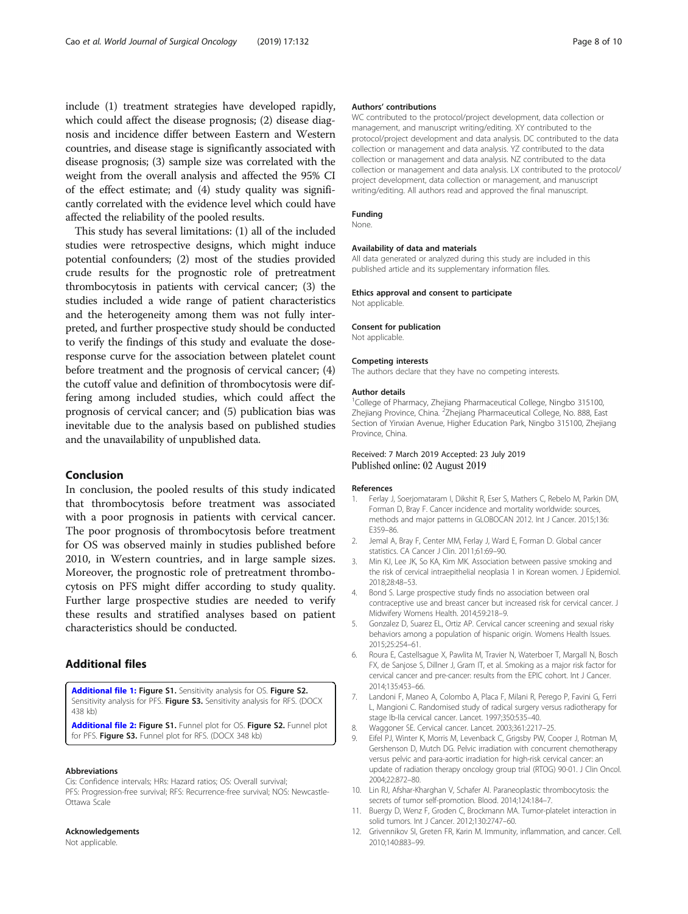include (1) treatment strategies have developed rapidly, which could affect the disease prognosis; (2) disease diagnosis and incidence differ between Eastern and Western countries, and disease stage is significantly associated with disease prognosis; (3) sample size was correlated with the weight from the overall analysis and affected the 95% CI of the effect estimate; and (4) study quality was significantly correlated with the evidence level which could have affected the reliability of the pooled results.

This study has several limitations: (1) all of the included studies were retrospective designs, which might induce potential confounders; (2) most of the studies provided crude results for the prognostic role of pretreatment thrombocytosis in patients with cervical cancer; (3) the studies included a wide range of patient characteristics and the heterogeneity among them was not fully interpreted, and further prospective study should be conducted to verify the findings of this study and evaluate the dose-response curve for the association between platelet count before treatment and the prognosis of cervical cancer; (4) the cutoff value and definition of thrombocytosis were differing among included studies, which could affect the prognosis of cervical cancer; and (5) publication bias was inevitable due to the analysis based on published studies and the unavailability of unpublished data.

## Conclusion

In conclusion, the pooled results of this study indicated that thrombocytosis before treatment was associated with a poor prognosis in patients with cervical cancer. The poor prognosis of thrombocytosis before treatment for OS was observed mainly in studies published before 2010, in Western countries, and in large sample sizes. Moreover, the prognostic role of pretreatment thrombocytosis on PFS might differ according to study quality. Further large prospective studies are needed to verify these results and stratified analyses based on patient characteristics should be conducted.

## Additional files

**Additional file 1: Figure S1.** Sensitivity analysis for OS. **Figure S2.** Sensitivity analysis for PFS. **Figure S3.** Sensitivity analysis for RFS. (DOCX 438 kb)

**Additional file 2: Figure S1.** Funnel plot for OS. **Figure S2.** Funnel plot for PFS. **Figure S3.** Funnel plot for RFS. (DOCX 348 kb)

#### Abbreviations

Cis: Confidence intervals; HRs: Hazard ratios; OS: Overall survival; PFS: Progression-free survival; RFS: Recurrence-free survival; NOS: Newcastle-Ottawa Scale

#### Acknowledgements

Not applicable.

#### Authors' contributions

WC contributed to the protocol/project development, data collection or management, and manuscript writing/editing. XY contributed to the protocol/project development and data analysis. DC contributed to the data collection or management and data analysis. YZ contributed to the data collection or management and data analysis. NZ contributed to the data collection or management and data analysis. LX contributed to the protocol/project development, data collection or management, and manuscript writing/editing. All authors read and approved the final manuscript.

#### Funding

None.

#### Availability of data and materials

All data generated or analyzed during this study are included in this published article and its supplementary information files.

#### Ethics approval and consent to participate

Not applicable.

#### Consent for publication

Not applicable.

#### Competing interests

The authors declare that they have no competing interests.

#### Author details

[1]College of Pharmacy, Zhejiang Pharmaceutical College, Ningbo 315100, Zhejiang Province, China. [2]Zhejiang Pharmaceutical College, No. 888, East Section of Yinxian Avenue, Higher Education Park, Ningbo 315100, Zhejiang Province, China.

Received: 7 March 2019 Accepted: 23 July 2019
Published online: 02 August 2019

#### References

1. Ferlay J, Soerjomataram I, Dikshit R, Eser S, Mathers C, Rebelo M, Parkin DM, Forman D, Bray F. Cancer incidence and mortality worldwide: sources, methods and major patterns in GLOBOCAN 2012. Int J Cancer. 2015;136:E359–86.
2. Jemal A, Bray F, Center MM, Ferlay J, Ward E, Forman D. Global cancer statistics. CA Cancer J Clin. 2011;61:69–90.
3. Min KJ, Lee JK, So KA, Kim MK. Association between passive smoking and the risk of cervical intraepithelial neoplasia 1 in Korean women. J Epidemiol. 2018;28:48–53.
4. Bond S. Large prospective study finds no association between oral contraceptive use and breast cancer but increased risk for cervical cancer. J Midwifery Womens Health. 2014;59:218–9.
5. Gonzalez D, Suarez EL, Ortiz AP. Cervical cancer screening and sexual risky behaviors among a population of hispanic origin. Womens Health Issues. 2015;25:254–61.
6. Roura E, Castellsague X, Pawlita M, Travier N, Waterboer T, Margall N, Bosch FX, de Sanjose S, Dillner J, Gram IT, et al. Smoking as a major risk factor for cervical cancer and pre-cancer: results from the EPIC cohort. Int J Cancer. 2014;135:453–66.
7. Landoni F, Maneo A, Colombo A, Placa F, Milani R, Perego P, Favini G, Ferri L, Mangioni C. Randomised study of radical surgery versus radiotherapy for stage Ib-IIa cervical cancer. Lancet. 1997;350:535–40.
8. Waggoner SE. Cervical cancer. Lancet. 2003;361:2217–25.
9. Eifel PJ, Winter K, Morris M, Levenback C, Grigsby PW, Cooper J, Rotman M, Gershenson D, Mutch DG. Pelvic irradiation with concurrent chemotherapy versus pelvic and para-aortic irradiation for high-risk cervical cancer: an update of radiation therapy oncology group trial (RTOG) 90-01. J Clin Oncol. 2004;22:872–80.
10. Lin RJ, Afshar-Kharghan V, Schafer AI. Paraneoplastic thrombocytosis: the secrets of tumor self-promotion. Blood. 2014;124:184–7.
11. Buergy D, Wenz F, Groden C, Brockmann MA. Tumor-platelet interaction in solid tumors. Int J Cancer. 2012;130:2747–60.
12. Grivennikov SI, Greten FR, Karin M. Immunity, inflammation, and cancer. Cell. 2010;140:883–99.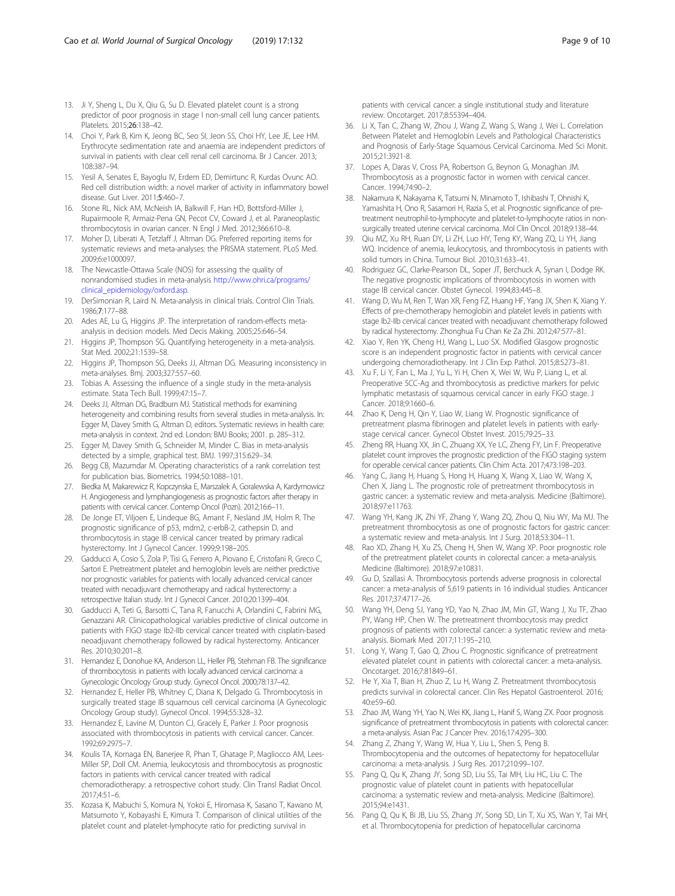13. Ji Y, Sheng L, Du X, Qiu G, Su D. Elevated platelet count is a strong predictor of poor prognosis in stage I non-small cell lung cancer patients. Platelets. 2015;**26**:138–42.
14. Choi Y, Park B, Kim K, Jeong BC, Seo SI, Jeon SS, Choi HY, Lee JE, Lee HM. Erythrocyte sedimentation rate and anaemia are independent predictors of survival in patients with clear cell renal cell carcinoma. Br J Cancer. 2013; 108:387–94.
15. Yesil A, Senates E, Bayoglu IV, Erdem ED, Demirtunc R, Kurdas Ovunc AO. Red cell distribution width: a novel marker of activity in inflammatory bowel disease. Gut Liver. 2011;**5**:460–7.
16. Stone RL, Nick AM, McNeish IA, Balkwill F, Han HD, Bottsford-Miller J, Rupairmoole R, Armaiz-Pena GN, Pecot CV, Coward J, et al. Paraneoplastic thrombocytosis in ovarian cancer. N Engl J Med. 2012;366:610–8.
17. Moher D, Liberati A, Tetzlaff J, Altman DG. Preferred reporting items for systematic reviews and meta-analyses: the PRISMA statement. PLoS Med. 2009;6:e1000097.
18. The Newcastle-Ottawa Scale (NOS) for assessing the quality of nonrandomised studies in meta-analysis http://www.ohri.ca/programs/clinical_epidemiology/oxford.asp.
19. DerSimonian R, Laird N. Meta-analysis in clinical trials. Control Clin Trials. 1986;**7**:177–88.
20. Ades AE, Lu G, Higgins JP. The interpretation of random-effects meta-analysis in decision models. Med Decis Making. 2005;25:646–54.
21. Higgins JP, Thompson SG. Quantifying heterogeneity in a meta-analysis. Stat Med. 2002;21:1539–58.
22. Higgins JP, Thompson SG, Deeks JJ, Altman DG. Measuring inconsistency in meta-analyses. Bmj. 2003;327:557–60.
23. Tobias A. Assessing the influence of a single study in the meta-analysis estimate. Stata Tech Bull. 1999;47:15–7.
24. Deeks JJ, Altman DG, Bradburn MJ. Statistical methods for examining heterogeneity and combining results from several studies in meta-analysis. In: Egger M, Davey Smith G, Altman D, editors. Systematic reviews in health care: meta-analysis in context. 2nd ed. London: BMJ Books; 2001. p. 285–312.
25. Egger M, Davey Smith G, Schneider M, Minder C. Bias in meta-analysis detected by a simple, graphical test. BMJ. 1997;315:629–34.
26. Begg CB, Mazumdar M. Operating characteristics of a rank correlation test for publication bias. Biometrics. 1994;50:1088–101.
27. Biedka M, Makarewicz R, Kopczynska E, Marszalek A, Goralewska A, Kardymowicz H. Angiogenesis and lymphangiogenesis as prognostic factors after therapy in patients with cervical cancer. Contemp Oncol (Pozn). 2012;16:6–11.
28. De Jonge ET, Viljoen E, Lindeque BG, Amant F, Nesland JM, Holm R. The prognostic significance of p53, mdm2, c-erbB-2, cathepsin D, and thrombocytosis in stage IB cervical cancer treated by primary radical hysterectomy. Int J Gynecol Cancer. 1999;9:198–205.
29. Gadducci A, Cosio S, Zola P, Tisi G, Ferrero A, Piovano E, Cristofani R, Greco C, Sartori E. Pretreatment platelet and hemoglobin levels are neither predictive nor prognostic variables for patients with locally advanced cervical cancer treated with neoadjuvant chemotherapy and radical hysterectomy: a retrospective Italian study. Int J Gynecol Cancer. 2010;20:1399–404.
30. Gadducci A, Teti G, Barsotti C, Tana R, Fanucchi A, Orlandini C, Fabrini MG, Genazzani AR. Clinicopathological variables predictive of clinical outcome in patients with FIGO stage Ib2-IIb cervical cancer treated with cisplatin-based neoadjuvant chemotherapy followed by radical hysterectomy. Anticancer Res. 2010;30:201–8.
31. Hernandez E, Donohue KA, Anderson LL, Heller PB, Stehman FB. The significance of thrombocytosis in patients with locally advanced cervical carcinoma: a Gynecologic Oncology Group study. Gynecol Oncol. 2000;78:137–42.
32. Hernandez E, Heller PB, Whitney C, Diana K, Delgado G. Thrombocytosis in surgically treated stage IB squamous cell cervical carcinoma (A Gynecologic Oncology Group study). Gynecol Oncol. 1994;55:328–32.
33. Hernandez E, Lavine M, Dunton CJ, Gracely E, Parker J. Poor prognosis associated with thrombocytosis in patients with cervical cancer. Cancer. 1992;69:2975–7.
34. Koulis TA, Kornaga EN, Banerjee R, Phan T, Ghatage P, Magliocco AM, Lees-Miller SP, Doll CM. Anemia, leukocytosis and thrombocytosis as prognostic factors in patients with cervical cancer treated with radical chemoradiotherapy: a retrospective cohort study. Clin Transl Radiat Oncol. 2017;4:51–6.
35. Kozasa K, Mabuchi S, Komura N, Yokoi E, Hiromasa K, Sasano T, Kawano M, Matsumoto Y, Kobayashi E, Kimura T. Comparison of clinical utilities of the platelet count and platelet-lymphocyte ratio for predicting survival in patients with cervical cancer: a single institutional study and literature review. Oncotarget. 2017;8:55394–404.
36. Li X, Tan C, Zhang W, Zhou J, Wang Z, Wang S, Wang J, Wei L. Correlation Between Platelet and Hemoglobin Levels and Pathological Characteristics and Prognosis of Early-Stage Squamous Cervical Carcinoma. Med Sci Monit. 2015;21:3921-8.
37. Lopes A, Daras V, Cross PA, Robertson G, Beynon G, Monaghan JM. Thrombocytosis as a prognostic factor in women with cervical cancer. Cancer. 1994;74:90–2.
38. Nakamura K, Nakayama K, Tatsumi N, Minamoto T, Ishibashi T, Ohnishi K, Yamashita H, Ono R, Sasamori H, Razia S, et al. Prognostic significance of pre-treatment neutrophil-to-lymphocyte and platelet-to-lymphocyte ratios in non-surgically treated uterine cervical carcinoma. Mol Clin Oncol. 2018;9:138–44.
39. Qiu MZ, Xu RH, Ruan DY, Li ZH, Luo HY, Teng KY, Wang ZQ, Li YH, Jiang WQ. Incidence of anemia, leukocytosis, and thrombocytosis in patients with solid tumors in China. Tumour Biol. 2010;31:633–41.
40. Rodriguez GC, Clarke-Pearson DL, Soper JT, Berchuck A, Synan I, Dodge RK. The negative prognostic implications of thrombocytosis in women with stage IB cervical cancer. Obstet Gynecol. 1994;83:445–8.
41. Wang D, Wu M, Ren T, Wan XR, Feng FZ, Huang HF, Yang JX, Shen K, Xiang Y. Effects of pre-chemotherapy hemoglobin and platelet levels in patients with stage Ib2-IIb cervical cancer treated with neoadjuvant chemotherapy followed by radical hysterectomy. Zhonghua Fu Chan Ke Za Zhi. 2012;47:577–81.
42. Xiao Y, Ren YK, Cheng HJ, Wang L, Luo SX. Modified Glasgow prognostic score is an independent prognostic factor in patients with cervical cancer undergoing chemoradiotherapy. Int J Clin Exp Pathol. 2015;8:5273–81.
43. Xu F, Li Y, Fan L, Ma J, Yu L, Yi H, Chen X, Wei W, Wu P, Liang L, et al. Preoperative SCC-Ag and thrombocytosis as predictive markers for pelvic lymphatic metastasis of squamous cervical cancer in early FIGO stage. J Cancer. 2018;9:1660–6.
44. Zhao K, Deng H, Qin Y, Liao W, Liang W. Prognostic significance of pretreatment plasma fibrinogen and platelet levels in patients with early-stage cervical cancer. Gynecol Obstet Invest. 2015;79:25–33.
45. Zheng RR, Huang XX, Jin C, Zhuang XX, Ye LC, Zheng FY, Lin F. Preoperative platelet count improves the prognostic prediction of the FIGO staging system for operable cervical cancer patients. Clin Chim Acta. 2017;473:198–203.
46. Yang C, Jiang H, Huang S, Hong H, Huang X, Wang X, Liao W, Wang X, Chen X, Jiang L. The prognostic role of pretreatment thrombocytosis in gastric cancer: a systematic review and meta-analysis. Medicine (Baltimore). 2018;97:e11763.
47. Wang YH, Kang JK, Zhi YF, Zhang Y, Wang ZQ, Zhou Q, Niu WY, Ma MJ. The pretreatment thrombocytosis as one of prognostic factors for gastric cancer: a systematic review and meta-analysis. Int J Surg. 2018;53:304–11.
48. Rao XD, Zhang H, Xu ZS, Cheng H, Shen W, Wang XP. Poor prognostic role of the pretreatment platelet counts in colorectal cancer: a meta-analysis. Medicine (Baltimore). 2018;97:e10831.
49. Gu D, Szallasi A. Thrombocytosis portends adverse prognosis in colorectal cancer: a meta-analysis of 5,619 patients in 16 individual studies. Anticancer Res. 2017;37:4717–26.
50. Wang YH, Deng SJ, Yang YD, Yao N, Zhao JM, Min GT, Wang J, Xu TF, Zhao PY, Wang HP, Chen W. The pretreatment thrombocytosis may predict prognosis of patients with colorectal cancer: a systematic review and meta-analysis. Biomark Med. 2017;11:195–210.
51. Long Y, Wang T, Gao Q, Zhou C. Prognostic significance of pretreatment elevated platelet count in patients with colorectal cancer: a meta-analysis. Oncotarget. 2016;7:81849–61.
52. He Y, Xia T, Bian H, Zhuo Z, Lu H, Wang Z. Pretreatment thrombocytosis predicts survival in colorectal cancer. Clin Res Hepatol Gastroenterol. 2016; 40:e59–60.
53. Zhao JM, Wang YH, Yao N, Wei KK, Jiang L, Hanif S, Wang ZX. Poor prognosis significance of pretreatment thrombocytosis in patients with colorectal cancer: a meta-analysis. Asian Pac J Cancer Prev. 2016;17:4295–300.
54. Zhang Z, Zhang Y, Wang W, Hua Y, Liu L, Shen S, Peng B. Thrombocytopenia and the outcomes of hepatectomy for hepatocellular carcinoma: a meta-analysis. J Surg Res. 2017;210:99–107.
55. Pang Q, Qu K, Zhang JY, Song SD, Liu SS, Tai MH, Liu HC, Liu C. The prognostic value of platelet count in patients with hepatocellular carcinoma: a systematic review and meta-analysis. Medicine (Baltimore). 2015;94:e1431.
56. Pang Q, Qu K, Bi JB, Liu SS, Zhang JY, Song SD, Lin T, Xu XS, Wan Y, Tai MH, et al. Thrombocytopenia for prediction of hepatocellular carcinoma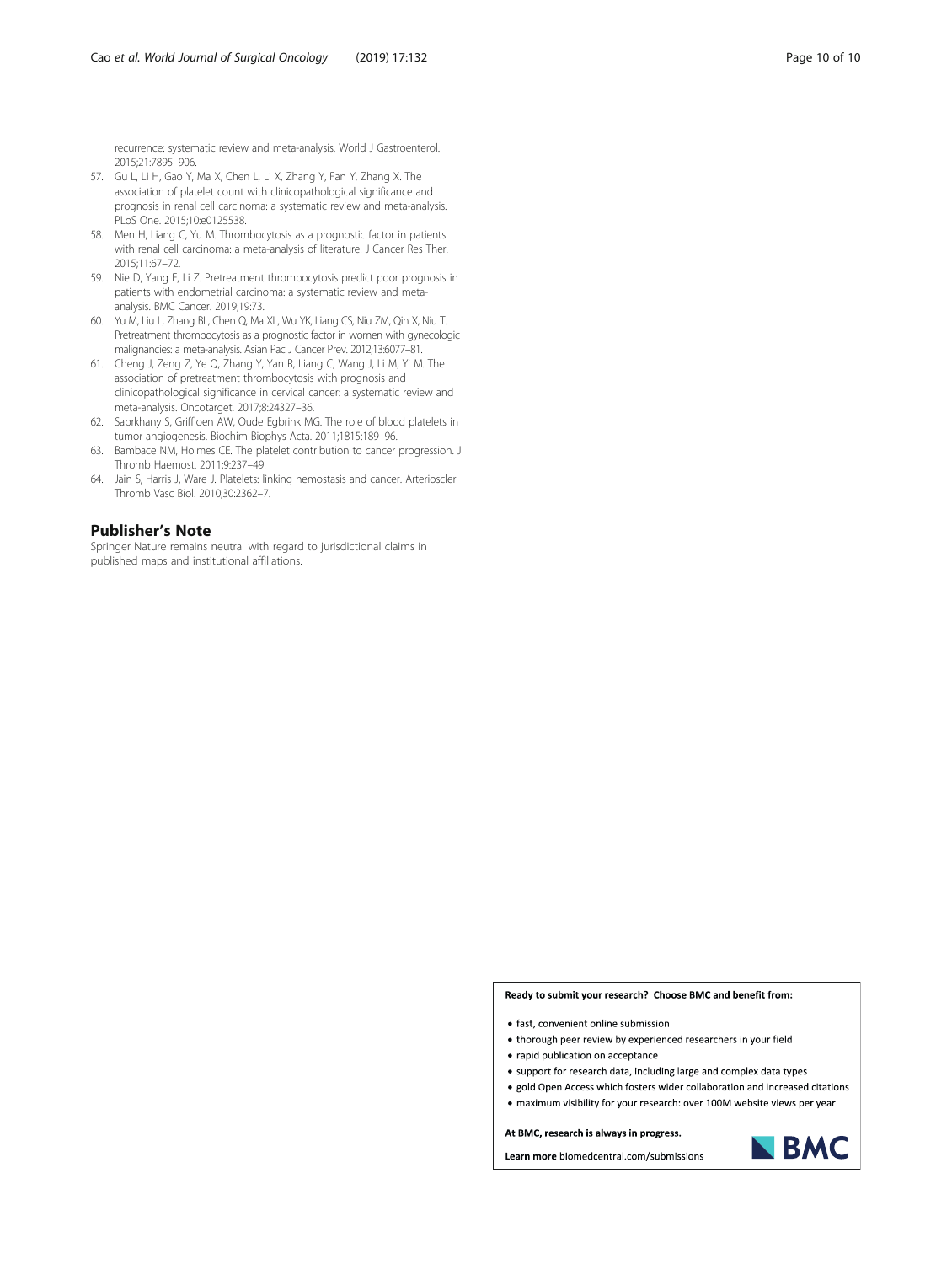recurrence: systematic review and meta-analysis. World J Gastroenterol. 2015;21:7895–906.

57. Gu L, Li H, Gao Y, Ma X, Chen L, Li X, Zhang Y, Fan Y, Zhang X. The association of platelet count with clinicopathological significance and prognosis in renal cell carcinoma: a systematic review and meta-analysis. PLoS One. 2015;10:e0125538.
58. Men H, Liang C, Yu M. Thrombocytosis as a prognostic factor in patients with renal cell carcinoma: a meta-analysis of literature. J Cancer Res Ther. 2015;11:67–72.
59. Nie D, Yang E, Li Z. Pretreatment thrombocytosis predict poor prognosis in patients with endometrial carcinoma: a systematic review and meta-analysis. BMC Cancer. 2019;19:73.
60. Yu M, Liu L, Zhang BL, Chen Q, Ma XL, Wu YK, Liang CS, Niu ZM, Qin X, Niu T. Pretreatment thrombocytosis as a prognostic factor in women with gynecologic malignancies: a meta-analysis. Asian Pac J Cancer Prev. 2012;13:6077–81.
61. Cheng J, Zeng Z, Ye Q, Zhang Y, Yan R, Liang C, Wang J, Li M, Yi M. The association of pretreatment thrombocytosis with prognosis and clinicopathological significance in cervical cancer: a systematic review and meta-analysis. Oncotarget. 2017;8:24327–36.
62. Sabrkhany S, Griffioen AW, Oude Egbrink MG. The role of blood platelets in tumor angiogenesis. Biochim Biophys Acta. 2011;1815:189–96.
63. Bambace NM, Holmes CE. The platelet contribution to cancer progression. J Thromb Haemost. 2011;9:237–49.
64. Jain S, Harris J, Ware J. Platelets: linking hemostasis and cancer. Arterioscler Thromb Vasc Biol. 2010;30:2362–7.

## Publisher's Note

Springer Nature remains neutral with regard to jurisdictional claims in published maps and institutional affiliations.

**Ready to submit your research? Choose BMC and benefit from:**

- fast, convenient online submission
- thorough peer review by experienced researchers in your field
- rapid publication on acceptance
- support for research data, including large and complex data types
- gold Open Access which fosters wider collaboration and increased citations
- maximum visibility for your research: over 100M website views per year

**At BMC, research is always in progress.**

**Learn more** biomedcentral.com/submissions

BMC